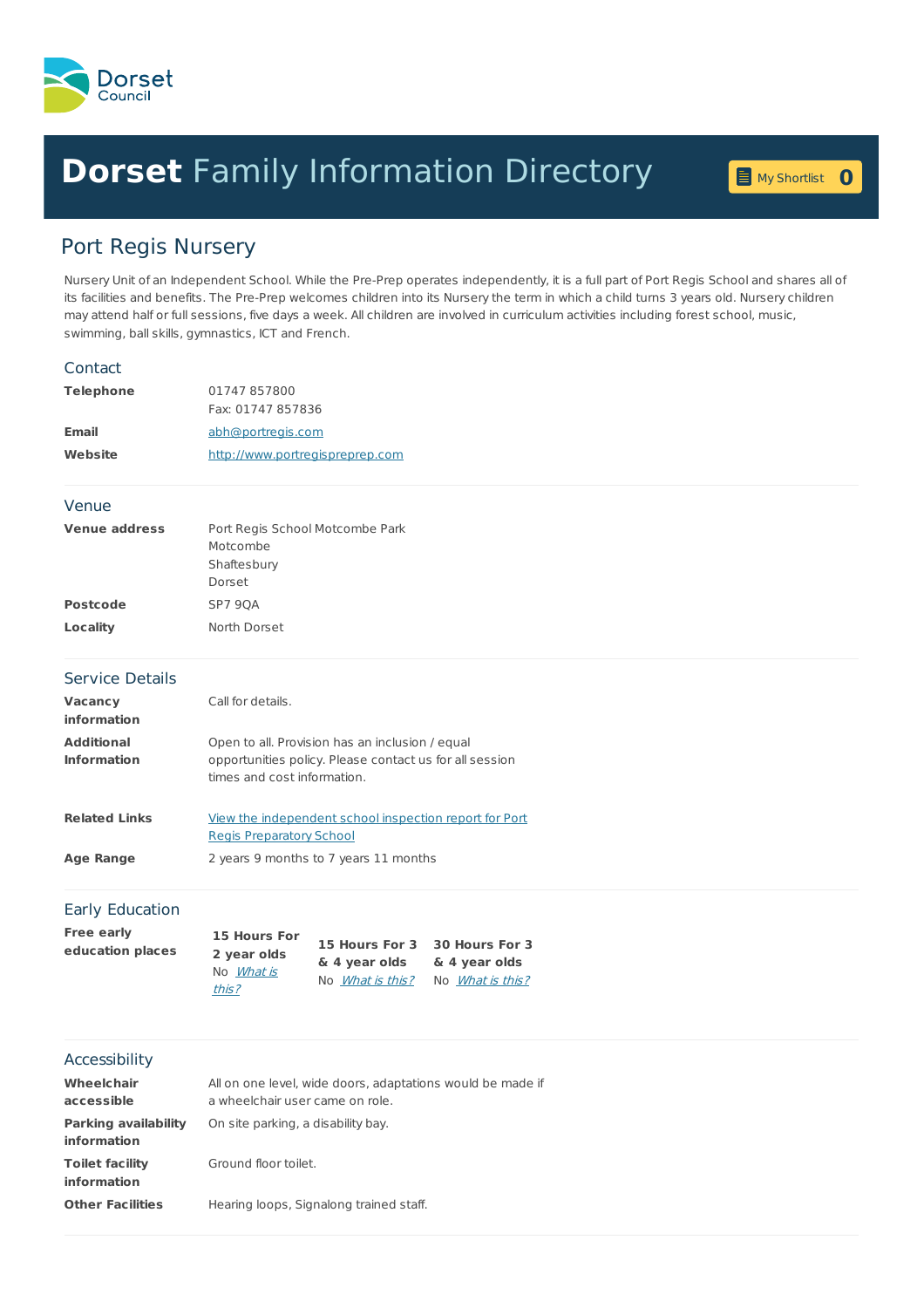Dorset Council

# Dorset Family Information Directory

My Shortlist 0

## Port Regis Nursery

Nursery Unit of an Independent School. While the Pre-Prep operates independently, it is a full part of Port Regis School and shares all of its facilities and benefits. The Pre-Prep welcomes children into its Nursery the term in which a child turns 3 years old. Nursery children may attend half or full sessions, five days a week. All children are involved in curriculum activities including forest school, music, swimming, ball skills, gymnastics, ICT and French.

### Contact

| | |
|---|---|
| **Telephone** | 01747 857800<br>Fax: 01747 857836 |
| **Email** | abh@portregis.com |
| **Website** | http://www.portregispreprep.com |

### Venue

| | |
|---|---|
| **Venue address** | Port Regis School Motcombe Park<br>Motcombe<br>Shaftesbury<br>Dorset |
| **Postcode** | SP7 9QA |
| **Locality** | North Dorset |

### Service Details

| | |
|---|---|
| **Vacancy information** | Call for details. |
| **Additional Information** | Open to all. Provision has an inclusion / equal opportunities policy. Please contact us for all session times and cost information. |
| **Related Links** | View the independent school inspection report for Port Regis Preparatory School |
| **Age Range** | 2 years 9 months to 7 years 11 months |

### Early Education

**Free early education places**

| 15 Hours For 2 year olds | 15 Hours For 3 & 4 year olds | 30 Hours For 3 & 4 year olds |
|---|---|---|
| No *What is this?* | No *What is this?* | No *What is this?* |

### Accessibility

| | |
|---|---|
| **Wheelchair accessible** | All on one level, wide doors, adaptations would be made if a wheelchair user came on role. |
| **Parking availability information** | On site parking, a disability bay. |
| **Toilet facility information** | Ground floor toilet. |
| **Other Facilities** | Hearing loops, Signalong trained staff. |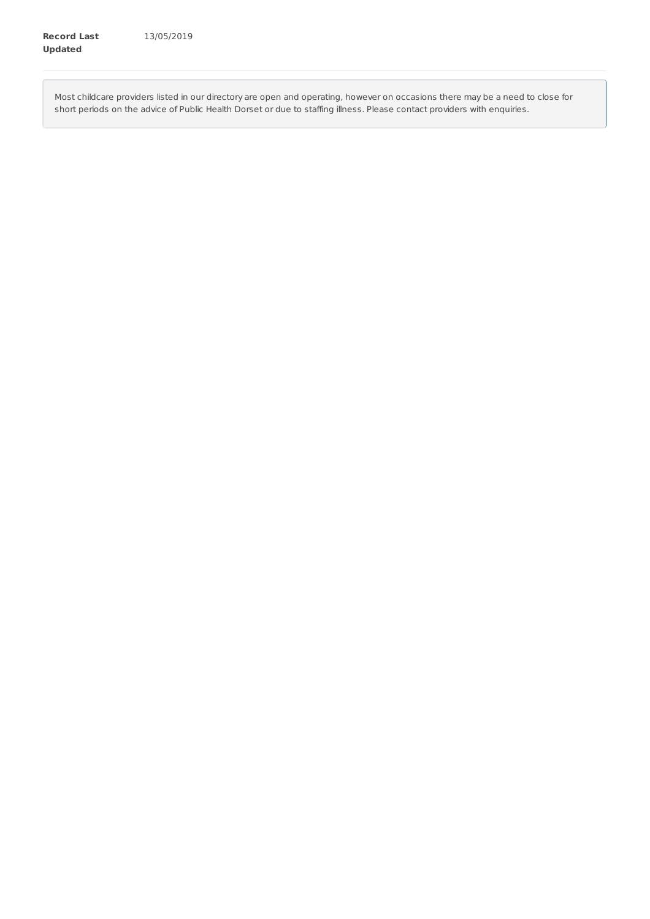| | |
|---|---|
| **Record Last Updated** | 13/05/2019 |

Most childcare providers listed in our directory are open and operating, however on occasions there may be a need to close for short periods on the advice of Public Health Dorset or due to staffing illness. Please contact providers with enquiries.